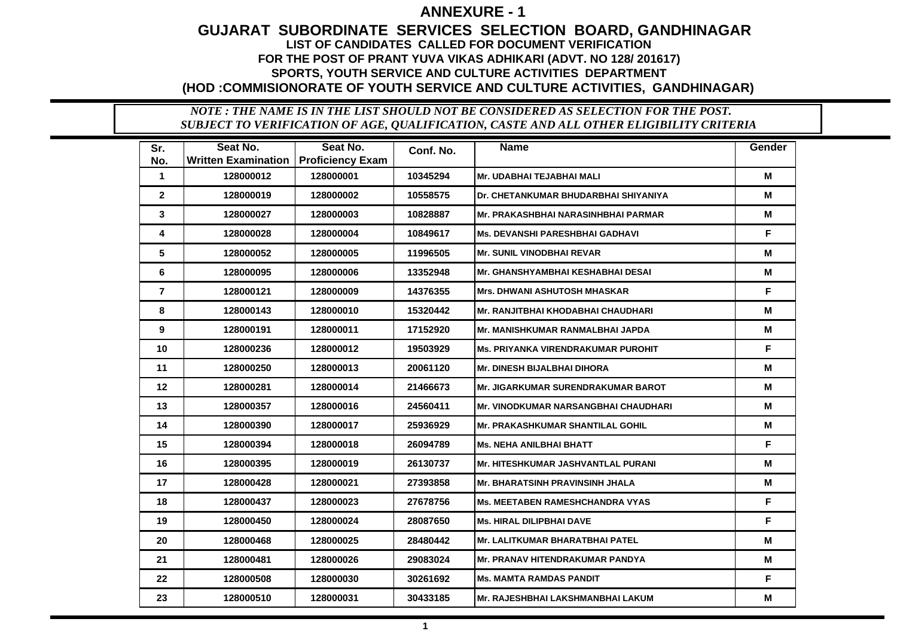# ANNEXURE - 1

## GUJARAT SUBORDINATE SERVICES SELECTION BOARD, GANDHINAGAR

### LIST OF CANDIDATES CALLED FOR DOCUMENT VERIFICATION

### FOR THE POST OF PRANT YUVA VIKAS ADHIKARI (ADVT. NO 128/ 201617)

### SPORTS, YOUTH SERVICE AND CULTURE ACTIVITIES DEPARTMENT

### (HOD :COMMISIONORATE OF YOUTH SERVICE AND CULTURE ACTIVITIES, GANDHINAGAR)

*NOTE : THE NAME IS IN THE LIST SHOULD NOT BE CONSIDERED AS SELECTION FOR THE POST. SUBJECT TO VERIFICATION OF AGE, QUALIFICATION, CASTE AND ALL OTHER ELIGIBILITY CRITERIA*

| Sr. No. | Seat No. Written Examination | Seat No. Proficiency Exam | Conf. No. | Name | Gender |
|---|---|---|---|---|---|
| 1 | 128000012 | 128000001 | 10345294 | Mr. UDABHAI TEJABHAI MALI | M |
| 2 | 128000019 | 128000002 | 10558575 | Dr. CHETANKUMAR BHUDARBHAI SHIYANIYA | M |
| 3 | 128000027 | 128000003 | 10828887 | Mr. PRAKASHBHAI NARASINHBHAI PARMAR | M |
| 4 | 128000028 | 128000004 | 10849617 | Ms. DEVANSHI PARESHBHAI GADHAVI | F |
| 5 | 128000052 | 128000005 | 11996505 | Mr. SUNIL VINODBHAI REVAR | M |
| 6 | 128000095 | 128000006 | 13352948 | Mr. GHANSHYAMBHAI KESHABHAI DESAI | M |
| 7 | 128000121 | 128000009 | 14376355 | Mrs. DHWANI ASHUTOSH MHASKAR | F |
| 8 | 128000143 | 128000010 | 15320442 | Mr. RANJITBHAI KHODABHAI CHAUDHARI | M |
| 9 | 128000191 | 128000011 | 17152920 | Mr. MANISHKUMAR RANMALBHAI JAPDA | M |
| 10 | 128000236 | 128000012 | 19503929 | Ms. PRIYANKA VIRENDRAKUMAR PUROHIT | F |
| 11 | 128000250 | 128000013 | 20061120 | Mr. DINESH BIJALBHAI DIHORA | M |
| 12 | 128000281 | 128000014 | 21466673 | Mr. JIGARKUMAR SURENDRAKUMAR BAROT | M |
| 13 | 128000357 | 128000016 | 24560411 | Mr. VINODKUMAR NARSANGBHAI CHAUDHARI | M |
| 14 | 128000390 | 128000017 | 25936929 | Mr. PRAKASHKUMAR SHANTILAL GOHIL | M |
| 15 | 128000394 | 128000018 | 26094789 | Ms. NEHA ANILBHAI BHATT | F |
| 16 | 128000395 | 128000019 | 26130737 | Mr. HITESHKUMAR JASHVANTLAL PURANI | M |
| 17 | 128000428 | 128000021 | 27393858 | Mr. BHARATSINH PRAVINSINH JHALA | M |
| 18 | 128000437 | 128000023 | 27678756 | Ms. MEETABEN RAMESHCHANDRA VYAS | F |
| 19 | 128000450 | 128000024 | 28087650 | Ms. HIRAL DILIPBHAI DAVE | F |
| 20 | 128000468 | 128000025 | 28480442 | Mr. LALITKUMAR BHARATBHAI PATEL | M |
| 21 | 128000481 | 128000026 | 29083024 | Mr. PRANAV HITENDRAKUMAR PANDYA | M |
| 22 | 128000508 | 128000030 | 30261692 | Ms. MAMTA RAMDAS PANDIT | F |
| 23 | 128000510 | 128000031 | 30433185 | Mr. RAJESHBHAI LAKSHMANBHAI LAKUM | M |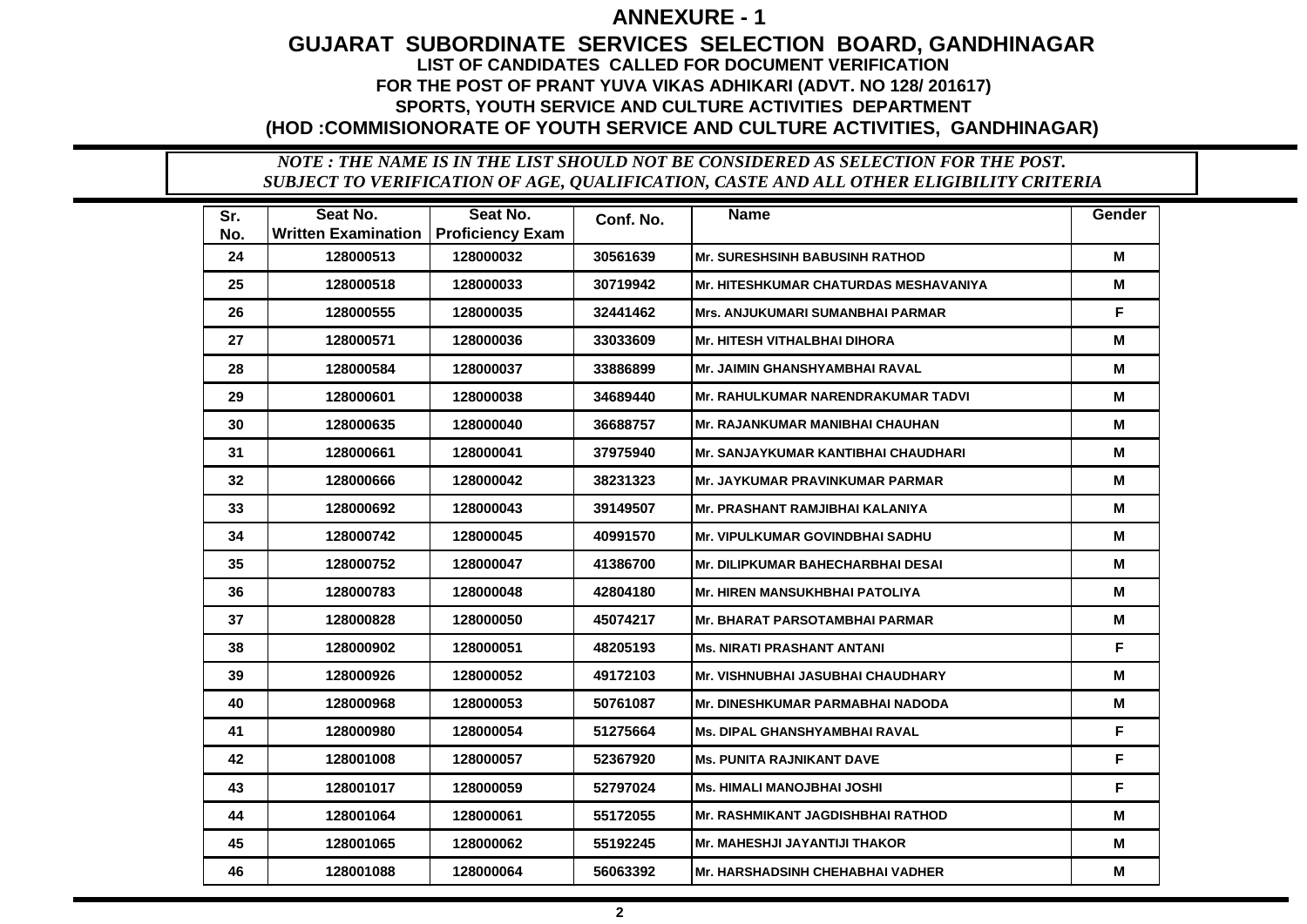# ANNEXURE - 1

## GUJARAT SUBORDINATE SERVICES SELECTION BOARD, GANDHINAGAR

### LIST OF CANDIDATES CALLED FOR DOCUMENT VERIFICATION

### FOR THE POST OF PRANT YUVA VIKAS ADHIKARI (ADVT. NO 128/ 201617)

### SPORTS, YOUTH SERVICE AND CULTURE ACTIVITIES DEPARTMENT

### (HOD :COMMISIONORATE OF YOUTH SERVICE AND CULTURE ACTIVITIES, GANDHINAGAR)

*NOTE : THE NAME IS IN THE LIST SHOULD NOT BE CONSIDERED AS SELECTION FOR THE POST. SUBJECT TO VERIFICATION OF AGE, QUALIFICATION, CASTE AND ALL OTHER ELIGIBILITY CRITERIA*

| Sr. No. | Seat No. Written Examination | Seat No. Proficiency Exam | Conf. No. | Name | Gender |
|---|---|---|---|---|---|
| 24 | 128000513 | 128000032 | 30561639 | Mr. SURESHSINH BABUSINH RATHOD | M |
| 25 | 128000518 | 128000033 | 30719942 | Mr. HITESHKUMAR CHATURDAS MESHAVANIYA | M |
| 26 | 128000555 | 128000035 | 32441462 | Mrs. ANJUKUMARI SUMANBHAI PARMAR | F |
| 27 | 128000571 | 128000036 | 33033609 | Mr. HITESH VITHALBHAI DIHORA | M |
| 28 | 128000584 | 128000037 | 33886899 | Mr. JAIMIN GHANSHYAMBHAI RAVAL | M |
| 29 | 128000601 | 128000038 | 34689440 | Mr. RAHULKUMAR NARENDRAKUMAR TADVI | M |
| 30 | 128000635 | 128000040 | 36688757 | Mr. RAJANKUMAR MANIBHAI CHAUHAN | M |
| 31 | 128000661 | 128000041 | 37975940 | Mr. SANJAYKUMAR KANTIBHAI CHAUDHARI | M |
| 32 | 128000666 | 128000042 | 38231323 | Mr. JAYKUMAR PRAVINKUMAR PARMAR | M |
| 33 | 128000692 | 128000043 | 39149507 | Mr. PRASHANT RAMJIBHAI KALANIYA | M |
| 34 | 128000742 | 128000045 | 40991570 | Mr. VIPULKUMAR GOVINDBHAI SADHU | M |
| 35 | 128000752 | 128000047 | 41386700 | Mr. DILIPKUMAR BAHECHARBHAI DESAI | M |
| 36 | 128000783 | 128000048 | 42804180 | Mr. HIREN MANSUKHBHAI PATOLIYA | M |
| 37 | 128000828 | 128000050 | 45074217 | Mr. BHARAT PARSOTAMBHAI PARMAR | M |
| 38 | 128000902 | 128000051 | 48205193 | Ms. NIRATI PRASHANT ANTANI | F |
| 39 | 128000926 | 128000052 | 49172103 | Mr. VISHNUBHAI JASUBHAI CHAUDHARY | M |
| 40 | 128000968 | 128000053 | 50761087 | Mr. DINESHKUMAR PARMABHAI NADODA | M |
| 41 | 128000980 | 128000054 | 51275664 | Ms. DIPAL GHANSHYAMBHAI RAVAL | F |
| 42 | 128001008 | 128000057 | 52367920 | Ms. PUNITA RAJNIKANT DAVE | F |
| 43 | 128001017 | 128000059 | 52797024 | Ms. HIMALI MANOJBHAI JOSHI | F |
| 44 | 128001064 | 128000061 | 55172055 | Mr. RASHMIKANT JAGDISHBHAI RATHOD | M |
| 45 | 128001065 | 128000062 | 55192245 | Mr. MAHESHJI JAYANTIJI THAKOR | M |
| 46 | 128001088 | 128000064 | 56063392 | Mr. HARSHADSINH CHEHABHAI VADHER | M |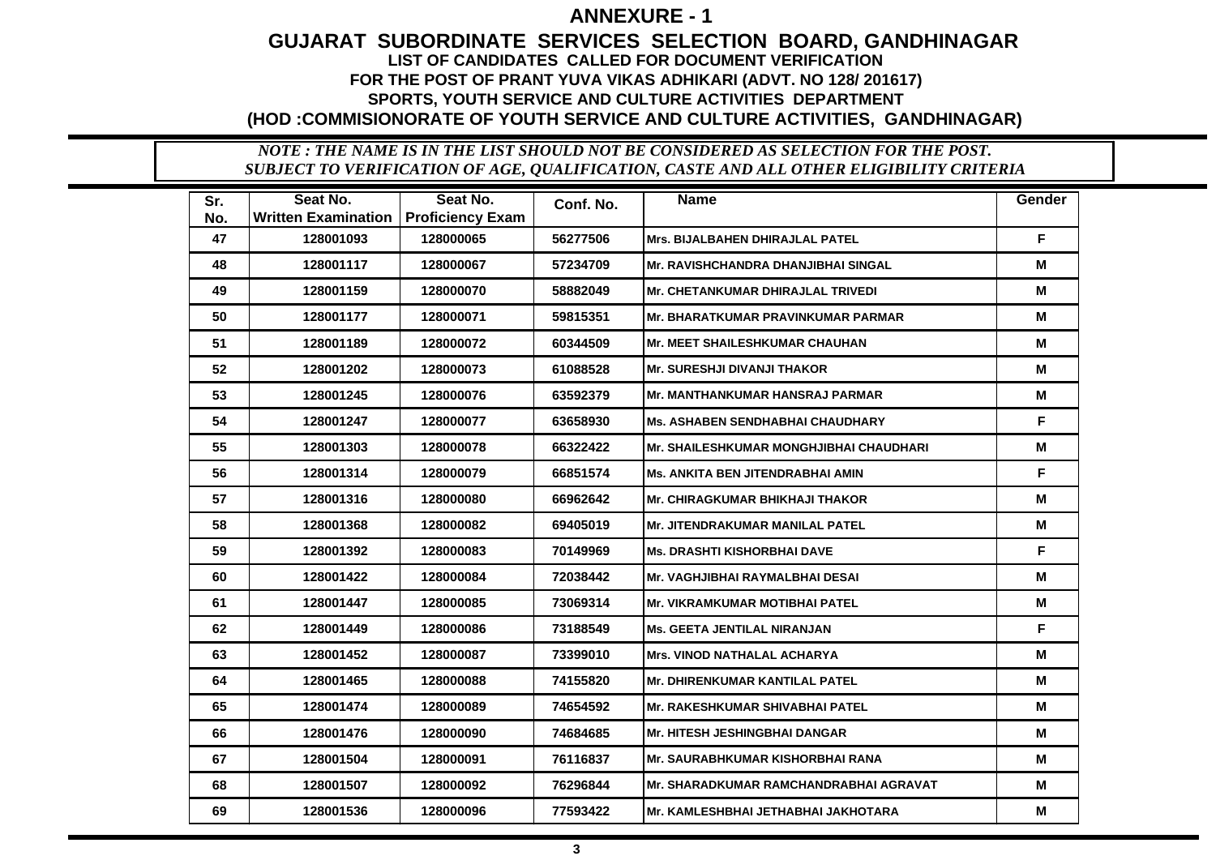# ANNEXURE - 1

## GUJARAT SUBORDINATE SERVICES SELECTION BOARD, GANDHINAGAR

### LIST OF CANDIDATES CALLED FOR DOCUMENT VERIFICATION

### FOR THE POST OF PRANT YUVA VIKAS ADHIKARI (ADVT. NO 128/ 201617)

### SPORTS, YOUTH SERVICE AND CULTURE ACTIVITIES DEPARTMENT

### (HOD :COMMISIONORATE OF YOUTH SERVICE AND CULTURE ACTIVITIES, GANDHINAGAR)

***NOTE : THE NAME IS IN THE LIST SHOULD NOT BE CONSIDERED AS SELECTION FOR THE POST.***
***SUBJECT TO VERIFICATION OF AGE, QUALIFICATION, CASTE AND ALL OTHER ELIGIBILITY CRITERIA***

| Sr. No. | Seat No. Written Examination | Seat No. Proficiency Exam | Conf. No. | Name | Gender |
|---|---|---|---|---|---|
| 47 | 128001093 | 128000065 | 56277506 | Mrs. BIJALBAHEN DHIRAJLAL PATEL | F |
| 48 | 128001117 | 128000067 | 57234709 | Mr. RAVISHCHANDRA DHANJIBHAI SINGAL | M |
| 49 | 128001159 | 128000070 | 58882049 | Mr. CHETANKUMAR DHIRAJLAL TRIVEDI | M |
| 50 | 128001177 | 128000071 | 59815351 | Mr. BHARATKUMAR PRAVINKUMAR PARMAR | M |
| 51 | 128001189 | 128000072 | 60344509 | Mr. MEET SHAILESHKUMAR CHAUHAN | M |
| 52 | 128001202 | 128000073 | 61088528 | Mr. SURESHJI DIVANJI THAKOR | M |
| 53 | 128001245 | 128000076 | 63592379 | Mr. MANTHANKUMAR HANSRAJ PARMAR | M |
| 54 | 128001247 | 128000077 | 63658930 | Ms. ASHABEN SENDHABHAI CHAUDHARY | F |
| 55 | 128001303 | 128000078 | 66322422 | Mr. SHAILESHKUMAR MONGHJIBHAI CHAUDHARI | M |
| 56 | 128001314 | 128000079 | 66851574 | Ms. ANKITA BEN JITENDRABHAI AMIN | F |
| 57 | 128001316 | 128000080 | 66962642 | Mr. CHIRAGKUMAR BHIKHAJI THAKOR | M |
| 58 | 128001368 | 128000082 | 69405019 | Mr. JITENDRAKUMAR MANILAL PATEL | M |
| 59 | 128001392 | 128000083 | 70149969 | Ms. DRASHTI KISHORBHAI DAVE | F |
| 60 | 128001422 | 128000084 | 72038442 | Mr. VAGHJIBHAI RAYMALBHAI DESAI | M |
| 61 | 128001447 | 128000085 | 73069314 | Mr. VIKRAMKUMAR MOTIBHAI PATEL | M |
| 62 | 128001449 | 128000086 | 73188549 | Ms. GEETA JENTILAL NIRANJAN | F |
| 63 | 128001452 | 128000087 | 73399010 | Mrs. VINOD NATHALAL ACHARYA | M |
| 64 | 128001465 | 128000088 | 74155820 | Mr. DHIRENKUMAR KANTILAL PATEL | M |
| 65 | 128001474 | 128000089 | 74654592 | Mr. RAKESHKUMAR SHIVABHAI PATEL | M |
| 66 | 128001476 | 128000090 | 74684685 | Mr. HITESH JESHINGBHAI DANGAR | M |
| 67 | 128001504 | 128000091 | 76116837 | Mr. SAURABHKUMAR KISHORBHAI RANA | M |
| 68 | 128001507 | 128000092 | 76296844 | Mr. SHARADKUMAR RAMCHANDRABHAI AGRAVAT | M |
| 69 | 128001536 | 128000096 | 77593422 | Mr. KAMLESHBHAI JETHABHAI JAKHOTARA | M |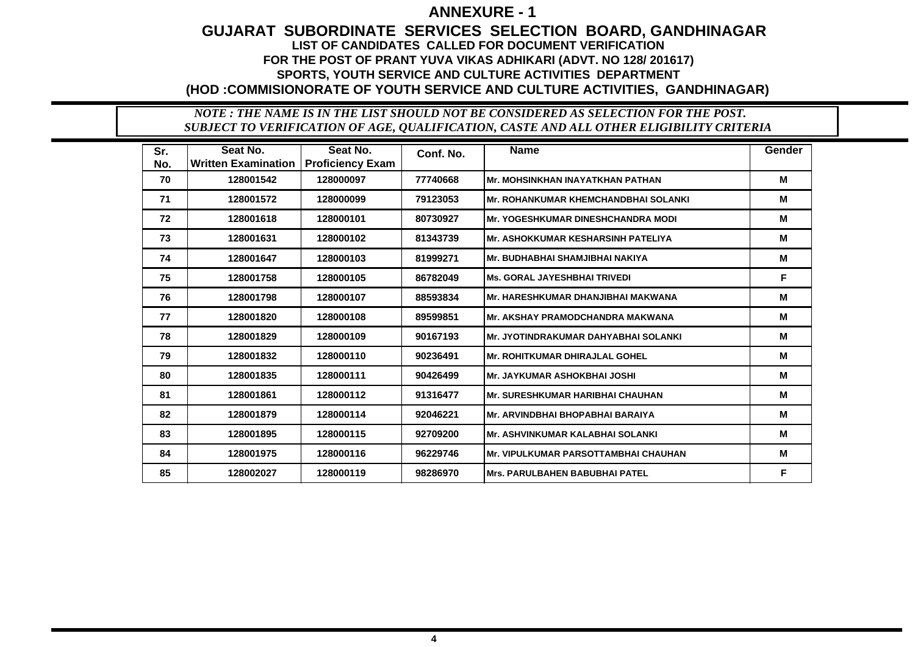# ANNEXURE - 1

## GUJARAT SUBORDINATE SERVICES SELECTION BOARD, GANDHINAGAR

### LIST OF CANDIDATES CALLED FOR DOCUMENT VERIFICATION

### FOR THE POST OF PRANT YUVA VIKAS ADHIKARI (ADVT. NO 128/ 201617)

### SPORTS, YOUTH SERVICE AND CULTURE ACTIVITIES DEPARTMENT

### (HOD :COMMISIONORATE OF YOUTH SERVICE AND CULTURE ACTIVITIES, GANDHINAGAR)

*NOTE : THE NAME IS IN THE LIST SHOULD NOT BE CONSIDERED AS SELECTION FOR THE POST. SUBJECT TO VERIFICATION OF AGE, QUALIFICATION, CASTE AND ALL OTHER ELIGIBILITY CRITERIA*

| Sr. No. | Seat No. Written Examination | Seat No. Proficiency Exam | Conf. No. | Name | Gender |
|---|---|---|---|---|---|
| 70 | 128001542 | 128000097 | 77740668 | Mr. MOHSINKHAN INAYATKHAN PATHAN | M |
| 71 | 128001572 | 128000099 | 79123053 | Mr. ROHANKUMAR KHEMCHANDBHAI SOLANKI | M |
| 72 | 128001618 | 128000101 | 80730927 | Mr. YOGESHKUMAR DINESHCHANDRA MODI | M |
| 73 | 128001631 | 128000102 | 81343739 | Mr. ASHOKKUMAR KESHARSINH PATELIYA | M |
| 74 | 128001647 | 128000103 | 81999271 | Mr. BUDHABHAI SHAMJIBHAI NAKIYA | M |
| 75 | 128001758 | 128000105 | 86782049 | Ms. GORAL JAYESHBHAI TRIVEDI | F |
| 76 | 128001798 | 128000107 | 88593834 | Mr. HARESHKUMAR DHANJIBHAI MAKWANA | M |
| 77 | 128001820 | 128000108 | 89599851 | Mr. AKSHAY PRAMODCHANDRA MAKWANA | M |
| 78 | 128001829 | 128000109 | 90167193 | Mr. JYOTINDRAKUMAR DAHYABHAI SOLANKI | M |
| 79 | 128001832 | 128000110 | 90236491 | Mr. ROHITKUMAR DHIRAJLAL GOHEL | M |
| 80 | 128001835 | 128000111 | 90426499 | Mr. JAYKUMAR ASHOKBHAI JOSHI | M |
| 81 | 128001861 | 128000112 | 91316477 | Mr. SURESHKUMAR HARIBHAI CHAUHAN | M |
| 82 | 128001879 | 128000114 | 92046221 | Mr. ARVINDBHAI BHOPABHAI BARAIYA | M |
| 83 | 128001895 | 128000115 | 92709200 | Mr. ASHVINKUMAR KALABHAI SOLANKI | M |
| 84 | 128001975 | 128000116 | 96229746 | Mr. VIPULKUMAR PARSOTTAMBHAI CHAUHAN | M |
| 85 | 128002027 | 128000119 | 98286970 | Mrs. PARULBAHEN BABUBHAI PATEL | F |